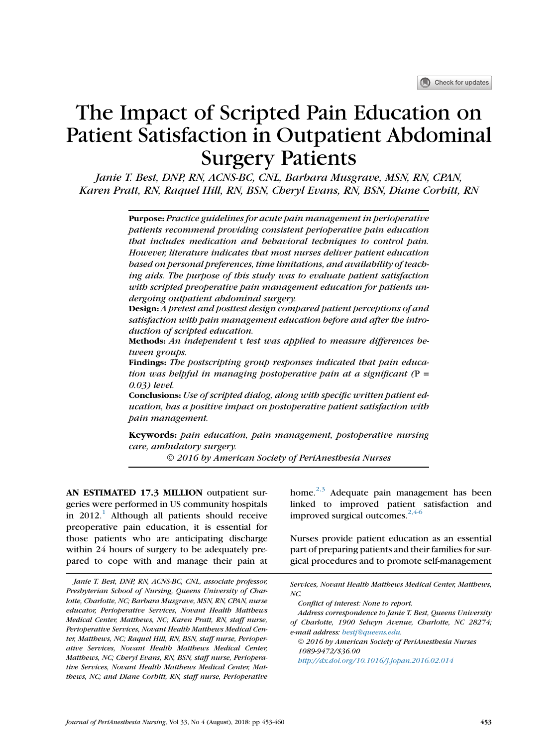# The Impact of Scripted Pain Education on Patient Satisfaction in Outpatient Abdominal Surgery Patients

*Janie T. Best, DNP, RN, ACNS-BC, CNL, Barbara Musgrave, MSN, RN, CPAN, Karen Pratt, RN, Raquel Hill, RN, BSN, Cheryl Evans, RN, BSN, Diane Corbitt, RN*

**Purpose:** *Practice guidelines for acute pain management in perioperative patients recommend providing consistent perioperative pain education that includes medication and behavioral techniques to control pain. However, literature indicates that most nurses deliver patient education based on personal preferences, time limitations, and availability of teaching aids. The purpose of this study was to evaluate patient satisfaction with scripted preoperative pain management education for patients undergoing outpatient abdominal surgery.*

**Design:** *A pretest and posttest design compared patient perceptions of and satisfaction with pain management education before and after the introduction of scripted education.*

**Methods:** *An independent* t *test was applied to measure differences between groups.*

**Findings:** *The postscripting group responses indicated that pain education was helpful in managing postoperative pain at a significant (*$P = 0.03$*) level.*

**Conclusions:** *Use of scripted dialog, along with specific written patient education, has a positive impact on postoperative patient satisfaction with pain management.*

**Keywords:** *pain education, pain management, postoperative nursing care, ambulatory surgery.*

*© 2016 by American Society of PeriAnesthesia Nurses*

**AN ESTIMATED 17.3 MILLION** outpatient surgeries were performed in US community hospitals in 2012.[1] Although all patients should receive preoperative pain education, it is essential for those patients who are anticipating discharge within 24 hours of surgery to be adequately prepared to cope with and manage their pain at home.[2,3] Adequate pain management has been linked to improved patient satisfaction and improved surgical outcomes.[2,4-6]

Nurses provide patient education as an essential part of preparing patients and their families for surgical procedures and to promote self-management

*Janie T. Best, DNP, RN, ACNS-BC, CNL, associate professor, Presbyterian School of Nursing, Queens University of Charlotte, Charlotte, NC; Barbara Musgrave, MSN, RN, CPAN, nurse educator, Perioperative Services, Novant Health Matthews Medical Center, Matthews, NC; Karen Pratt, RN, staff nurse, Perioperative Services, Novant Health Matthews Medical Center, Matthews, NC; Raquel Hill, RN, BSN, staff nurse, Perioperative Services, Novant Health Matthews Medical Center, Matthews, NC; Cheryl Evans, RN, BSN, staff nurse, Perioperative Services, Novant Health Matthews Medical Center, Matthews, NC; and Diane Corbitt, RN, staff nurse, Perioperative Services, Novant Health Matthews Medical Center, Matthews, NC.*

*Conflict of interest: None to report.*

*Address correspondence to Janie T. Best, Queens University of Charlotte, 1900 Selwyn Avenue, Charlotte, NC 28274; e-mail address: bestj@queens.edu.*

*© 2016 by American Society of PeriAnesthesia Nurses 1089-9472/$36.00*

*http://dx.doi.org/10.1016/j.jopan.2016.02.014*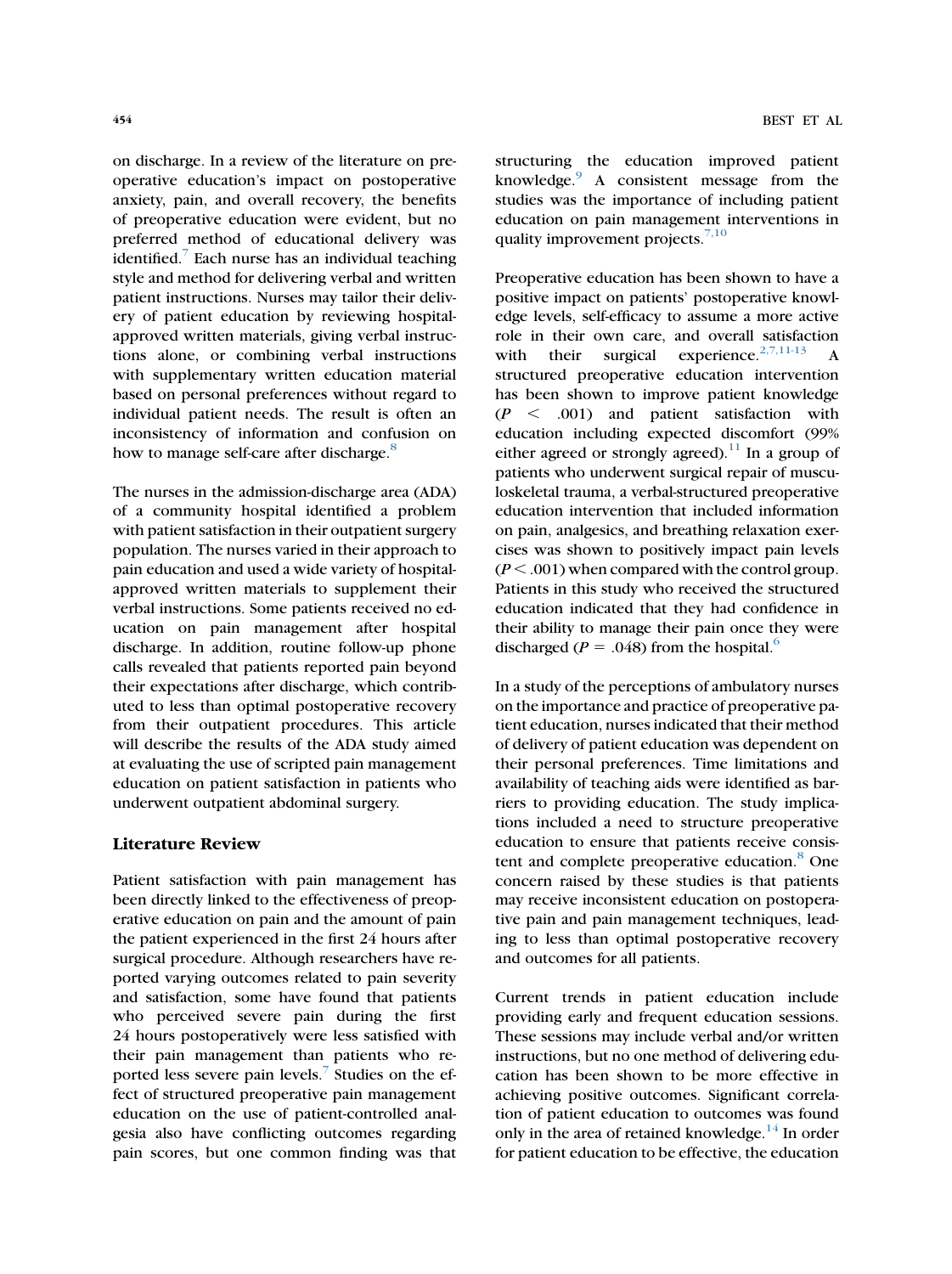on discharge. In a review of the literature on preoperative education's impact on postoperative anxiety, pain, and overall recovery, the benefits of preoperative education were evident, but no preferred method of educational delivery was identified.[7] Each nurse has an individual teaching style and method for delivering verbal and written patient instructions. Nurses may tailor their delivery of patient education by reviewing hospital-approved written materials, giving verbal instructions alone, or combining verbal instructions with supplementary written education material based on personal preferences without regard to individual patient needs. The result is often an inconsistency of information and confusion on how to manage self-care after discharge.[8]

The nurses in the admission-discharge area (ADA) of a community hospital identified a problem with patient satisfaction in their outpatient surgery population. The nurses varied in their approach to pain education and used a wide variety of hospital-approved written materials to supplement their verbal instructions. Some patients received no education on pain management after hospital discharge. In addition, routine follow-up phone calls revealed that patients reported pain beyond their expectations after discharge, which contributed to less than optimal postoperative recovery from their outpatient procedures. This article will describe the results of the ADA study aimed at evaluating the use of scripted pain management education on patient satisfaction in patients who underwent outpatient abdominal surgery.

## Literature Review

Patient satisfaction with pain management has been directly linked to the effectiveness of preoperative education on pain and the amount of pain the patient experienced in the first 24 hours after surgical procedure. Although researchers have reported varying outcomes related to pain severity and satisfaction, some have found that patients who perceived severe pain during the first 24 hours postoperatively were less satisfied with their pain management than patients who reported less severe pain levels.[7] Studies on the effect of structured preoperative pain management education on the use of patient-controlled analgesia also have conflicting outcomes regarding pain scores, but one common finding was that structuring the education improved patient knowledge.[9] A consistent message from the studies was the importance of including patient education on pain management interventions in quality improvement projects.[7,10]

Preoperative education has been shown to have a positive impact on patients' postoperative knowledge levels, self-efficacy to assume a more active role in their own care, and overall satisfaction with their surgical experience.[2,7,11-13] A structured preoperative education intervention has been shown to improve patient knowledge ($P < .001$) and patient satisfaction with education including expected discomfort (99% either agreed or strongly agreed).[11] In a group of patients who underwent surgical repair of musculoskeletal trauma, a verbal-structured preoperative education intervention that included information on pain, analgesics, and breathing relaxation exercises was shown to positively impact pain levels ($P < .001$) when compared with the control group. Patients in this study who received the structured education indicated that they had confidence in their ability to manage their pain once they were discharged ($P = .048$) from the hospital.[6]

In a study of the perceptions of ambulatory nurses on the importance and practice of preoperative patient education, nurses indicated that their method of delivery of patient education was dependent on their personal preferences. Time limitations and availability of teaching aids were identified as barriers to providing education. The study implications included a need to structure preoperative education to ensure that patients receive consistent and complete preoperative education.[8] One concern raised by these studies is that patients may receive inconsistent education on postoperative pain and pain management techniques, leading to less than optimal postoperative recovery and outcomes for all patients.

Current trends in patient education include providing early and frequent education sessions. These sessions may include verbal and/or written instructions, but no one method of delivering education has been shown to be more effective in achieving positive outcomes. Significant correlation of patient education to outcomes was found only in the area of retained knowledge.[14] In order for patient education to be effective, the education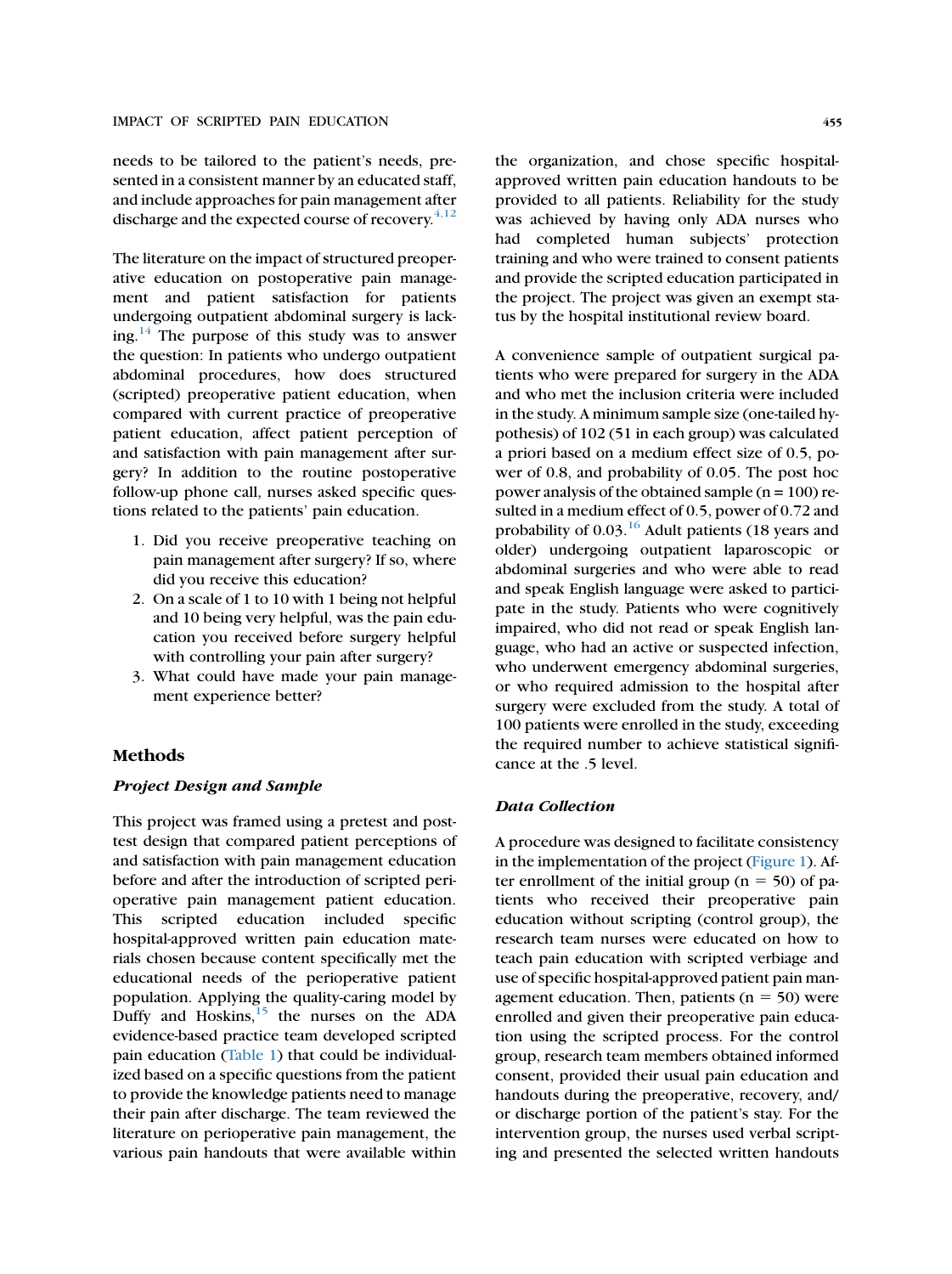needs to be tailored to the patient's needs, presented in a consistent manner by an educated staff, and include approaches for pain management after discharge and the expected course of recovery.[4,12]

The literature on the impact of structured preoperative education on postoperative pain management and patient satisfaction for patients undergoing outpatient abdominal surgery is lacking.[14] The purpose of this study was to answer the question: In patients who undergo outpatient abdominal procedures, how does structured (scripted) preoperative patient education, when compared with current practice of preoperative patient education, affect patient perception of and satisfaction with pain management after surgery? In addition to the routine postoperative follow-up phone call, nurses asked specific questions related to the patients' pain education.

1. Did you receive preoperative teaching on pain management after surgery? If so, where did you receive this education?
2. On a scale of 1 to 10 with 1 being not helpful and 10 being very helpful, was the pain education you received before surgery helpful with controlling your pain after surgery?
3. What could have made your pain management experience better?

## Methods

### *Project Design and Sample*

This project was framed using a pretest and posttest design that compared patient perceptions of and satisfaction with pain management education before and after the introduction of scripted perioperative pain management patient education. This scripted education included specific hospital-approved written pain education materials chosen because content specifically met the educational needs of the perioperative patient population. Applying the quality-caring model by Duffy and Hoskins,[15] the nurses on the ADA evidence-based practice team developed scripted pain education (Table 1) that could be individualized based on a specific questions from the patient to provide the knowledge patients need to manage their pain after discharge. The team reviewed the literature on perioperative pain management, the various pain handouts that were available within the organization, and chose specific hospital-approved written pain education handouts to be provided to all patients. Reliability for the study was achieved by having only ADA nurses who had completed human subjects' protection training and who were trained to consent patients and provide the scripted education participated in the project. The project was given an exempt status by the hospital institutional review board.

A convenience sample of outpatient surgical patients who were prepared for surgery in the ADA and who met the inclusion criteria were included in the study. A minimum sample size (one-tailed hypothesis) of 102 (51 in each group) was calculated a priori based on a medium effect size of 0.5, power of 0.8, and probability of 0.05. The post hoc power analysis of the obtained sample ($n = 100$) resulted in a medium effect of 0.5, power of 0.72 and probability of 0.03.[16] Adult patients (18 years and older) undergoing outpatient laparoscopic or abdominal surgeries and who were able to read and speak English language were asked to participate in the study. Patients who were cognitively impaired, who did not read or speak English language, who had an active or suspected infection, who underwent emergency abdominal surgeries, or who required admission to the hospital after surgery were excluded from the study. A total of 100 patients were enrolled in the study, exceeding the required number to achieve statistical significance at the .5 level.

### *Data Collection*

A procedure was designed to facilitate consistency in the implementation of the project (Figure 1). After enrollment of the initial group ($n = 50$) of patients who received their preoperative pain education without scripting (control group), the research team nurses were educated on how to teach pain education with scripted verbiage and use of specific hospital-approved patient pain management education. Then, patients ($n = 50$) were enrolled and given their preoperative pain education using the scripted process. For the control group, research team members obtained informed consent, provided their usual pain education and handouts during the preoperative, recovery, and/or discharge portion of the patient's stay. For the intervention group, the nurses used verbal scripting and presented the selected written handouts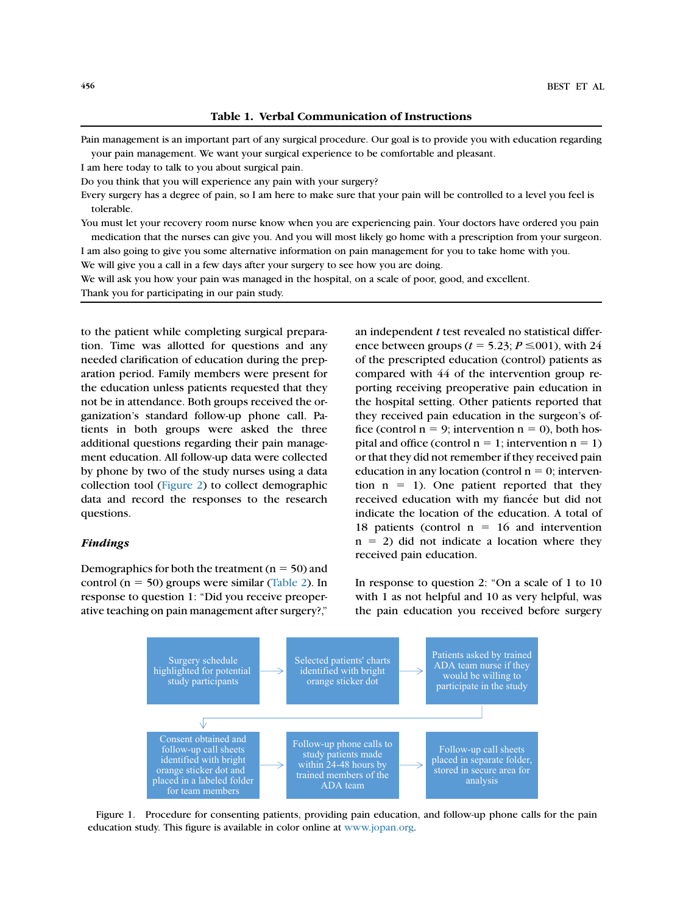**Table 1. Verbal Communication of Instructions**

Pain management is an important part of any surgical procedure. Our goal is to provide you with education regarding your pain management. We want your surgical experience to be comfortable and pleasant.
I am here today to talk to you about surgical pain.
Do you think that you will experience any pain with your surgery?
Every surgery has a degree of pain, so I am here to make sure that your pain will be controlled to a level you feel is tolerable.
You must let your recovery room nurse know when you are experiencing pain. Your doctors have ordered you pain medication that the nurses can give you. And you will most likely go home with a prescription from your surgeon.
I am also going to give you some alternative information on pain management for you to take home with you.
We will give you a call in a few days after your surgery to see how you are doing.
We will ask you how your pain was managed in the hospital, on a scale of poor, good, and excellent.
Thank you for participating in our pain study.

to the patient while completing surgical preparation. Time was allotted for questions and any needed clarification of education during the preparation period. Family members were present for the education unless patients requested that they not be in attendance. Both groups received the organization's standard follow-up phone call. Patients in both groups were asked the three additional questions regarding their pain management education. All follow-up data were collected by phone by two of the study nurses using a data collection tool (Figure 2) to collect demographic data and record the responses to the research questions.

### *Findings*

Demographics for both the treatment (n = 50) and control (n = 50) groups were similar (Table 2). In response to question 1: "Did you receive preoperative teaching on pain management after surgery?," an independent *t* test revealed no statistical difference between groups ($t = 5.23$; $P \leq .001$), with 24 of the prescripted education (control) patients as compared with 44 of the intervention group reporting receiving preoperative pain education in the hospital setting. Other patients reported that they received pain education in the surgeon's office (control n = 9; intervention n = 0), both hospital and office (control n = 1; intervention n = 1) or that they did not remember if they received pain education in any location (control n = 0; intervention n = 1). One patient reported that they received education with my fiancée but did not indicate the location of the education. A total of 18 patients (control n = 16 and intervention n = 2) did not indicate a location where they received pain education.

In response to question 2: "On a scale of 1 to 10 with 1 as not helpful and 10 as very helpful, was the pain education you received before surgery

Surgery schedule highlighted for potential study participants → Selected patients' charts identified with bright orange sticker dot → Patients asked by trained ADA team nurse if they would be willing to participate in the study → Consent obtained and follow-up call sheets identified with bright orange sticker dot and placed in a labeled folder for team members → Follow-up phone calls to study patients made within 24-48 hours by trained members of the ADA team → Follow-up call sheets placed in separate folder, stored in secure area for analysis

Figure 1. Procedure for consenting patients, providing pain education, and follow-up phone calls for the pain education study. This figure is available in color online at www.jopan.org.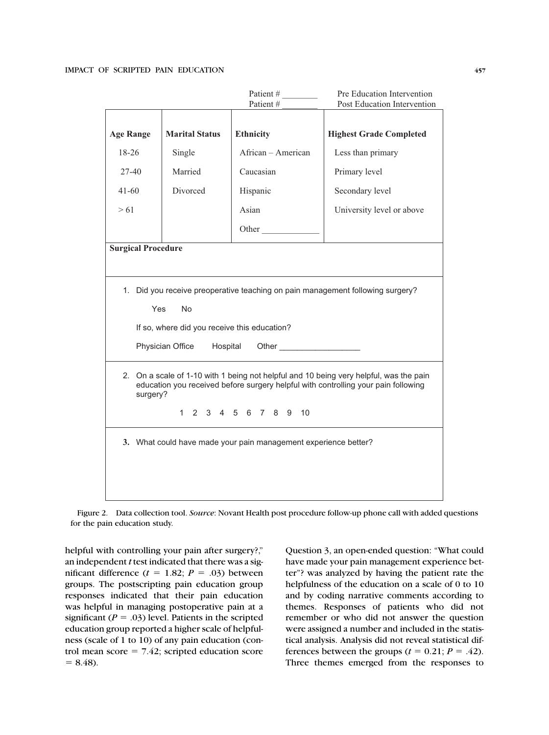| | | Patient # ________ | Pre Education Intervention |
|---|---|---|---|
| | | Patient # ________ | Post Education Intervention |
| **Age Range** | **Marital Status** | **Ethnicity** | **Highest Grade Completed** |
| 18-26 | Single | African – American | Less than primary |
| 27-40 | Married | Caucasian | Primary level |
| 41-60 | Divorced | Hispanic | Secondary level |
| > 61 | | Asian | University level or above |
| | | Other _____________ | |
| **Surgical Procedure** | | | |

1. Did you receive preoperative teaching on pain management following surgery?

   Yes No

   If so, where did you receive this education?

   Physician Office Hospital Other __________________

2. On a scale of 1-10 with 1 being not helpful and 10 being very helpful, was the pain education you received before surgery helpful with controlling your pain following surgery?

   1 2 3 4 5 6 7 8 9 10

3. What could have made your pain management experience better?

Figure 2. Data collection tool. *Source*: Novant Health post procedure follow-up phone call with added questions for the pain education study.

helpful with controlling your pain after surgery?," an independent *t* test indicated that there was a significant difference ($t = 1.82$; $P = .03$) between groups. The postscripting pain education group responses indicated that their pain education was helpful in managing postoperative pain at a significant ($P = .03$) level. Patients in the scripted education group reported a higher scale of helpfulness (scale of 1 to 10) of any pain education (control mean score = 7.42; scripted education score = 8.48).

Question 3, an open-ended question: "What could have made your pain management experience better"? was analyzed by having the patient rate the helpfulness of the education on a scale of 0 to 10 and by coding narrative comments according to themes. Responses of patients who did not remember or who did not answer the question were assigned a number and included in the statistical analysis. Analysis did not reveal statistical differences between the groups ($t = 0.21$; $P = .42$). Three themes emerged from the responses to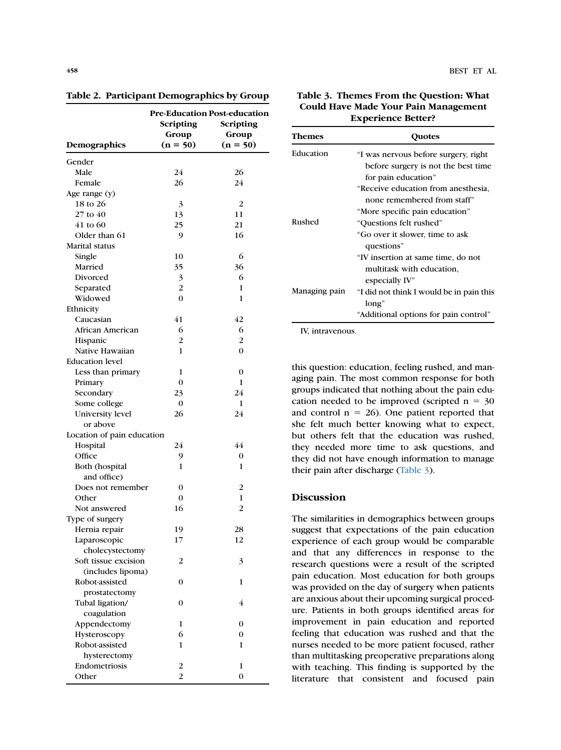**Table 2. Participant Demographics by Group**

| Demographics | Pre-Education Scripting Group (n = 50) | Post-education Scripting Group (n = 50) |
|---|---|---|
| Gender | | |
| Male | 24 | 26 |
| Female | 26 | 24 |
| Age range (y) | | |
| 18 to 26 | 3 | 2 |
| 27 to 40 | 13 | 11 |
| 41 to 60 | 25 | 21 |
| Older than 61 | 9 | 16 |
| Marital status | | |
| Single | 10 | 6 |
| Married | 35 | 36 |
| Divorced | 3 | 6 |
| Separated | 2 | 1 |
| Widowed | 0 | 1 |
| Ethnicity | | |
| Caucasian | 41 | 42 |
| African American | 6 | 6 |
| Hispanic | 2 | 2 |
| Native Hawaiian | 1 | 0 |
| Education level | | |
| Less than primary | 1 | 0 |
| Primary | 0 | 1 |
| Secondary | 23 | 24 |
| Some college | 0 | 1 |
| University level or above | 26 | 24 |
| Location of pain education | | |
| Hospital | 24 | 44 |
| Office | 9 | 0 |
| Both (hospital and office) | 1 | 1 |
| Does not remember | 0 | 2 |
| Other | 0 | 1 |
| Not answered | 16 | 2 |
| Type of surgery | | |
| Hernia repair | 19 | 28 |
| Laparoscopic cholecystectomy | 17 | 12 |
| Soft tissue excision (includes lipoma) | 2 | 3 |
| Robot-assisted prostatectomy | 0 | 1 |
| Tubal ligation/ coagulation | 0 | 4 |
| Appendectomy | 1 | 0 |
| Hysteroscopy | 6 | 0 |
| Robot-assisted hysterectomy | 1 | 1 |
| Endometriosis | 2 | 1 |
| Other | 2 | 0 |

**Table 3. Themes From the Question: What Could Have Made Your Pain Management Experience Better?**

| Themes | Quotes |
|---|---|
| Education | "I was nervous before surgery, right before surgery is not the best time for pain education" |
| | "Receive education from anesthesia, none remembered from staff" |
| | "More specific pain education" |
| Rushed | "Questions felt rushed" |
| | "Go over it slower, time to ask questions" |
| | "IV insertion at same time, do not multitask with education, especially IV" |
| Managing pain | "I did not think I would be in pain this long" |
| | "Additional options for pain control" |

IV, intravenous.

this question: education, feeling rushed, and managing pain. The most common response for both groups indicated that nothing about the pain education needed to be improved (scripted n = 30 and control n = 26). One patient reported that she felt much better knowing what to expect, but others felt that the education was rushed, they needed more time to ask questions, and they did not have enough information to manage their pain after discharge (Table 3).

## Discussion

The similarities in demographics between groups suggest that expectations of the pain education experience of each group would be comparable and that any differences in response to the research questions were a result of the scripted pain education. Most education for both groups was provided on the day of surgery when patients are anxious about their upcoming surgical procedure. Patients in both groups identified areas for improvement in pain education and reported feeling that education was rushed and that the nurses needed to be more patient focused, rather than multitasking preoperative preparations along with teaching. This finding is supported by the literature that consistent and focused pain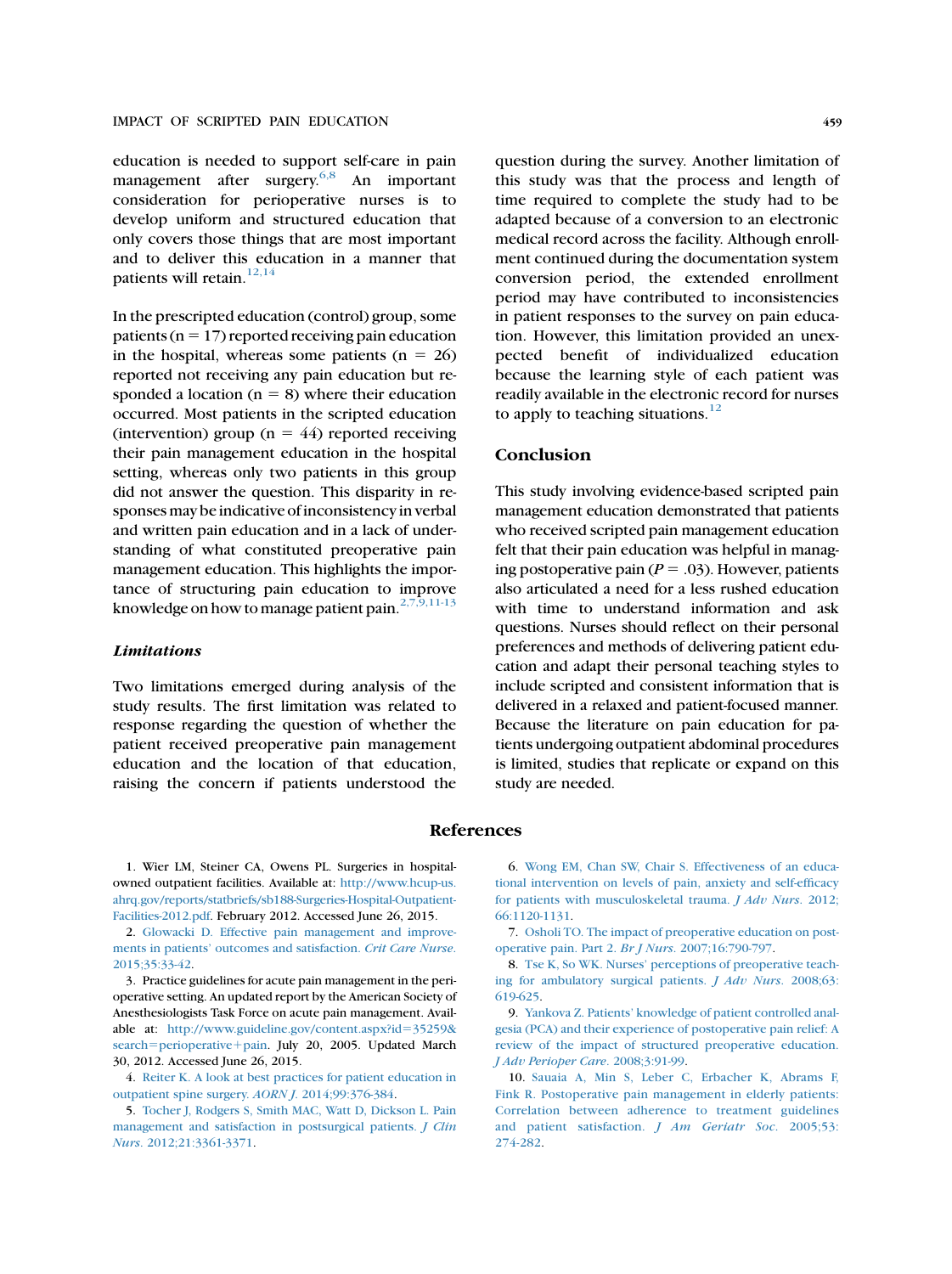education is needed to support self-care in pain management after surgery.[6,8] An important consideration for perioperative nurses is to develop uniform and structured education that only covers those things that are most important and to deliver this education in a manner that patients will retain.[12,14]

In the prescribed education (control) group, some patients ($n = 17$) reported receiving pain education in the hospital, whereas some patients ($n = 26$) reported not receiving any pain education but responded a location ($n = 8$) where their education occurred. Most patients in the scripted education (intervention) group ($n = 44$) reported receiving their pain management education in the hospital setting, whereas only two patients in this group did not answer the question. This disparity in responses may be indicative of inconsistency in verbal and written pain education and in a lack of understanding of what constituted preoperative pain management education. This highlights the importance of structuring pain education to improve knowledge on how to manage patient pain.[2,7,9,11-13]

### *Limitations*

Two limitations emerged during analysis of the study results. The first limitation was related to response regarding the question of whether the patient received preoperative pain management education and the location of that education, raising the concern if patients understood the question during the survey. Another limitation of this study was that the process and length of time required to complete the study had to be adapted because of a conversion to an electronic medical record across the facility. Although enrollment continued during the documentation system conversion period, the extended enrollment period may have contributed to inconsistencies in patient responses to the survey on pain education. However, this limitation provided an unexpected benefit of individualized education because the learning style of each patient was readily available in the electronic record for nurses to apply to teaching situations.[12]

## Conclusion

This study involving evidence-based scripted pain management education demonstrated that patients who received scripted pain management education felt that their pain education was helpful in managing postoperative pain ($P = .03$). However, patients also articulated a need for a less rushed education with time to understand information and ask questions. Nurses should reflect on their personal preferences and methods of delivering patient education and adapt their personal teaching styles to include scripted and consistent information that is delivered in a relaxed and patient-focused manner. Because the literature on pain education for patients undergoing outpatient abdominal procedures is limited, studies that replicate or expand on this study are needed.

## References

1. Wier LM, Steiner CA, Owens PL. Surgeries in hospital-owned outpatient facilities. Available at: http://www.hcup-us.ahrq.gov/reports/statbriefs/sb188-Surgeries-Hospital-Outpatient-Facilities-2012.pdf. February 2012. Accessed June 26, 2015.
2. Glowacki D. Effective pain management and improvements in patients' outcomes and satisfaction. *Crit Care Nurse*. 2015;35:33-42.
3. Practice guidelines for acute pain management in the perioperative setting. An updated report by the American Society of Anesthesiologists Task Force on acute pain management. Available at: http://www.guideline.gov/content.aspx?id=35259&search=perioperative+pain. July 20, 2005. Updated March 30, 2012. Accessed June 26, 2015.
4. Reiter K. A look at best practices for patient education in outpatient spine surgery. *AORN J*. 2014;99:376-384.
5. Tocher J, Rodgers S, Smith MAC, Watt D, Dickson L. Pain management and satisfaction in postsurgical patients. *J Clin Nurs*. 2012;21:3361-3371.
6. Wong EM, Chan SW, Chair S. Effectiveness of an educational intervention on levels of pain, anxiety and self-efficacy for patients with musculoskeletal trauma. *J Adv Nurs*. 2012;66:1120-1131.
7. Osholi TO. The impact of preoperative education on postoperative pain. Part 2. *Br J Nurs*. 2007;16:790-797.
8. Tse K, So WK. Nurses' perceptions of preoperative teaching for ambulatory surgical patients. *J Adv Nurs*. 2008;63:619-625.
9. Yankova Z. Patients' knowledge of patient controlled analgesia (PCA) and their experience of postoperative pain relief: A review of the impact of structured preoperative education. *J Adv Perioper Care*. 2008;3:91-99.
10. Sauaia A, Min S, Leber C, Erbacher K, Abrams F, Fink R. Postoperative pain management in elderly patients: Correlation between adherence to treatment guidelines and patient satisfaction. *J Am Geriatr Soc*. 2005;53:274-282.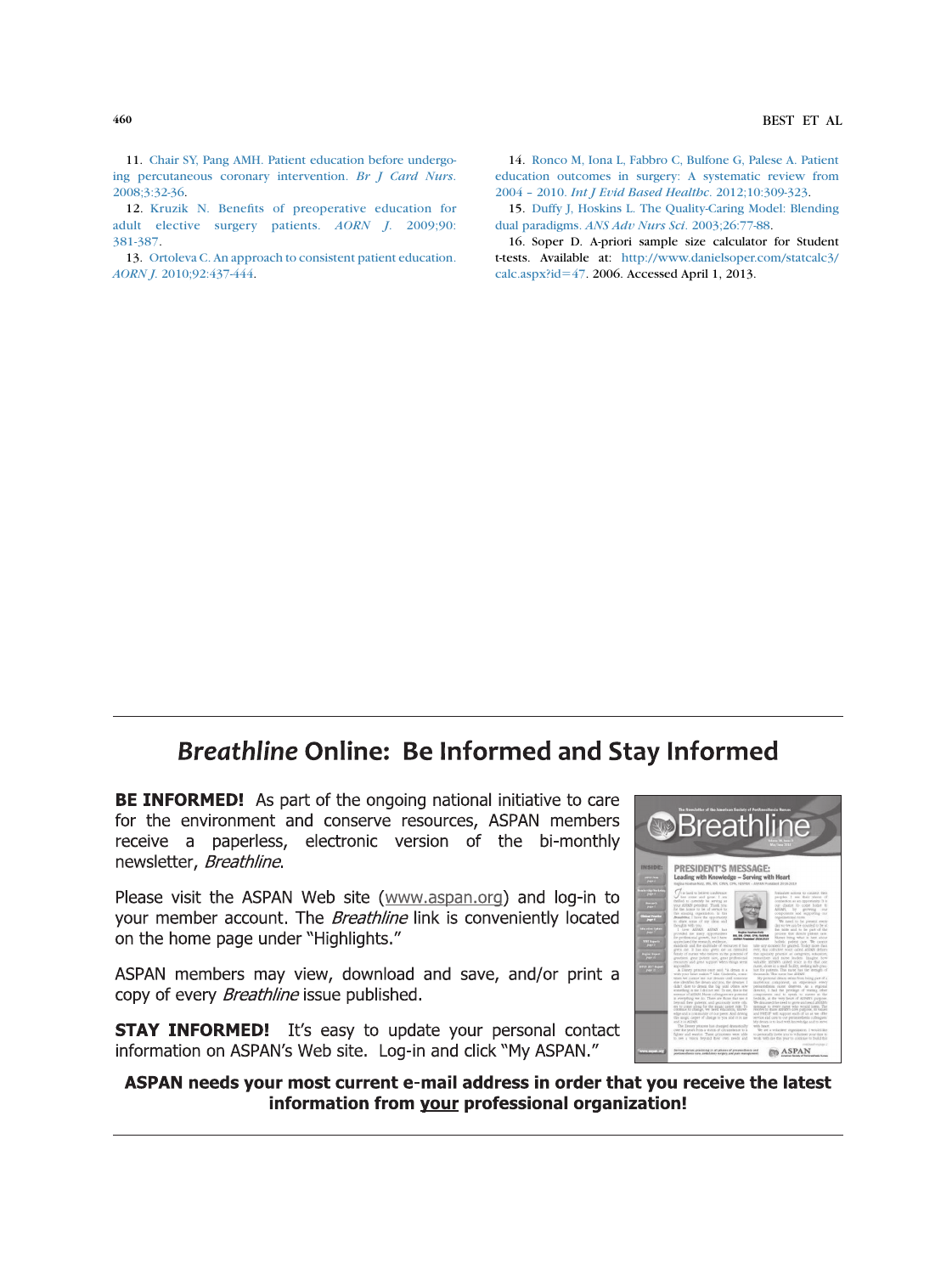11. Chair SY, Pang AMH. Patient education before undergoing percutaneous coronary intervention. *Br J Card Nurs*. 2008;3:32-36.

12. Kruzik N. Benefits of preoperative education for adult elective surgery patients. *AORN J*. 2009;90:381-387.

13. Ortoleva C. An approach to consistent patient education. *AORN J*. 2010;92:437-444.

14. Ronco M, Iona L, Fabbro C, Bulfone G, Palese A. Patient education outcomes in surgery: A systematic review from 2004 – 2010. *Int J Evid Based Healthc*. 2012;10:309-323.

15. Duffy J, Hoskins L. The Quality-Caring Model: Blending dual paradigms. *ANS Adv Nurs Sci*. 2003;26:77-88.

16. Soper D. A-priori sample size calculator for Student t-tests. Available at: http://www.danielsoper.com/statcalc3/calc.aspx?id=47. 2006. Accessed April 1, 2013.

---

## *Breathline* Online: Be Informed and Stay Informed

**BE INFORMED!** As part of the ongoing national initiative to care for the environment and conserve resources, ASPAN members receive a paperless, electronic version of the bi-monthly newsletter, *Breathline*.

Please visit the ASPAN Web site (www.aspan.org) and log-in to your member account. The *Breathline* link is conveniently located on the home page under "Highlights."

ASPAN members may view, download and save, and/or print a copy of every *Breathline* issue published.

**STAY INFORMED!** It's easy to update your personal contact information on ASPAN's Web site. Log-in and click "My ASPAN."

**ASPAN needs your most current e-mail address in order that you receive the latest information from your professional organization!**